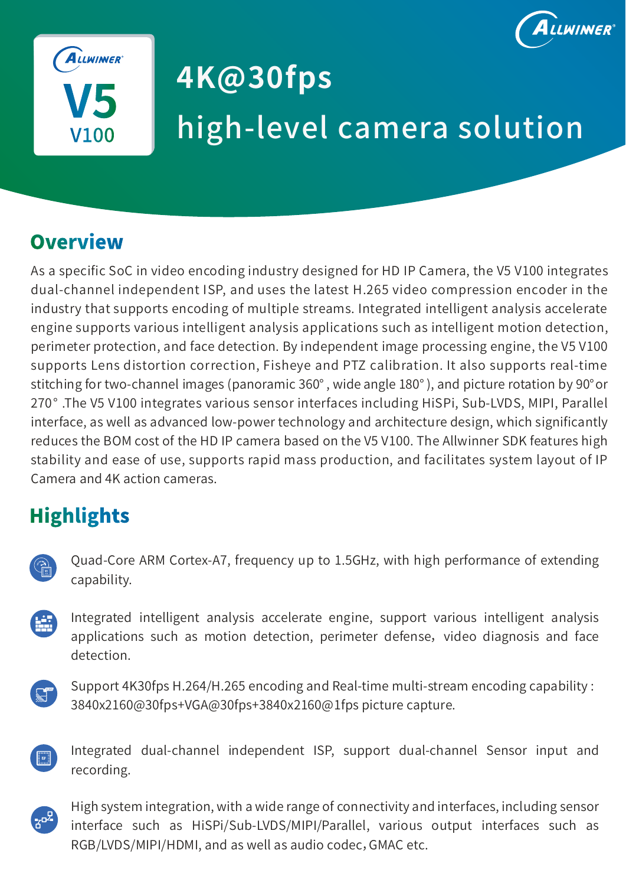# 4K@30fps high-level camera solution

V5 V100

## Overview

As a specific SoC in video encoding industry designed for HD IP Camera, the V5 V100 integrates dual-channel independent ISP, and uses the latest H.265 video compression encoder in the industry that supports encoding of multiple streams. Integrated intelligent analysis accelerate engine supports various intelligent analysis applications such as intelligent motion detection, perimeter protection, and face detection. By independent image processing engine, the V5 V100 supports Lens distortion correction, Fisheye and PTZ calibration. It also supports real-time stitching for two-channel images (panoramic 360°, wide angle 180°), and picture rotation by 90°or 270° .The V5 V100 integrates various sensor interfaces including HiSPi, Sub-LVDS, MIPI, Parallel interface, as well as advanced low-power technology and architecture design, which significantly reduces the BOM cost of the HD IP camera based on the V5 V100. The Allwinner SDK features high stability and ease of use, supports rapid mass production, and facilitates system layout of IP Camera and 4K action cameras.

## Highlights

- Quad-Core ARM Cortex-A7, frequency up to 1.5GHz, with high performance of extending capability.
- Integrated intelligent analysis accelerate engine, support various intelligent analysis applications such as motion detection, perimeter defense, video diagnosis and face detection.
- Support 4K30fps H.264/H.265 encoding and Real-time multi-stream encoding capability : 3840x2160@30fps+VGA@30fps+3840x2160@1fps picture capture.
- Integrated dual-channel independent ISP, support dual-channel Sensor input and recording.
- High system integration, with a wide range of connectivity and interfaces, including sensor interface such as HiSPi/Sub-LVDS/MIPI/Parallel, various output interfaces such as RGB/LVDS/MIPI/HDMI, and as well as audio codec, GMAC etc.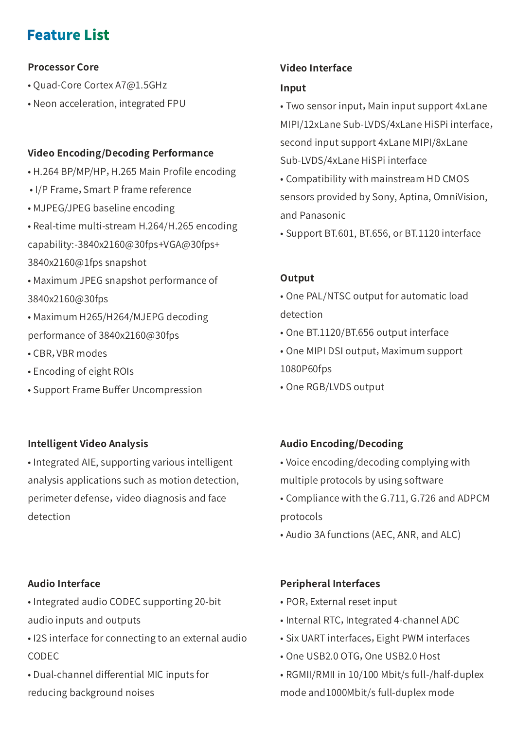## Feature List

### Processor Core

- Quad-Core Cortex A7@1.5GHz
- Neon acceleration, integrated FPU

### Video Encoding/Decoding Performance

- H.264 BP/MP/HP, H.265 Main Profile encoding
- I/P Frame, Smart P frame reference
- MJPEG/JPEG baseline encoding
- Real-time multi-stream H.264/H.265 encoding capability:-3840x2160@30fps+VGA@30fps+ 3840x2160@1fps snapshot
- Maximum JPEG snapshot performance of 3840x2160@30fps
- Maximum H265/H264/MJEPG decoding performance of 3840x2160@30fps
- CBR, VBR modes
- Encoding of eight ROIs
- Support Frame Buffer Uncompression

### Intelligent Video Analysis

- Integrated AIE, supporting various intelligent analysis applications such as motion detection, perimeter defense, video diagnosis and face detection

### Audio Interface

- Integrated audio CODEC supporting 20-bit audio inputs and outputs
- I2S interface for connecting to an external audio CODEC
- Dual-channel differential MIC inputs for reducing background noises

### Video Interface

**Input**

- Two sensor input, Main input support 4xLane MIPI/12xLane Sub-LVDS/4xLane HiSPi interface, second input support 4xLane MIPI/8xLane Sub-LVDS/4xLane HiSPi interface
- Compatibility with mainstream HD CMOS sensors provided by Sony, Aptina, OmniVision, and Panasonic
- Support BT.601, BT.656, or BT.1120 interface

**Output**

- One PAL/NTSC output for automatic load detection
- One BT.1120/BT.656 output interface
- One MIPI DSI output, Maximum support 1080P60fps
- One RGB/LVDS output

### Audio Encoding/Decoding

- Voice encoding/decoding complying with multiple protocols by using software
- Compliance with the G.711, G.726 and ADPCM protocols
- Audio 3A functions (AEC, ANR, and ALC)

### Peripheral Interfaces

- POR, External reset input
- Internal RTC, Integrated 4-channel ADC
- Six UART interfaces, Eight PWM interfaces
- One USB2.0 OTG, One USB2.0 Host
- RGMII/RMII in 10/100 Mbit/s full-/half-duplex mode and1000Mbit/s full-duplex mode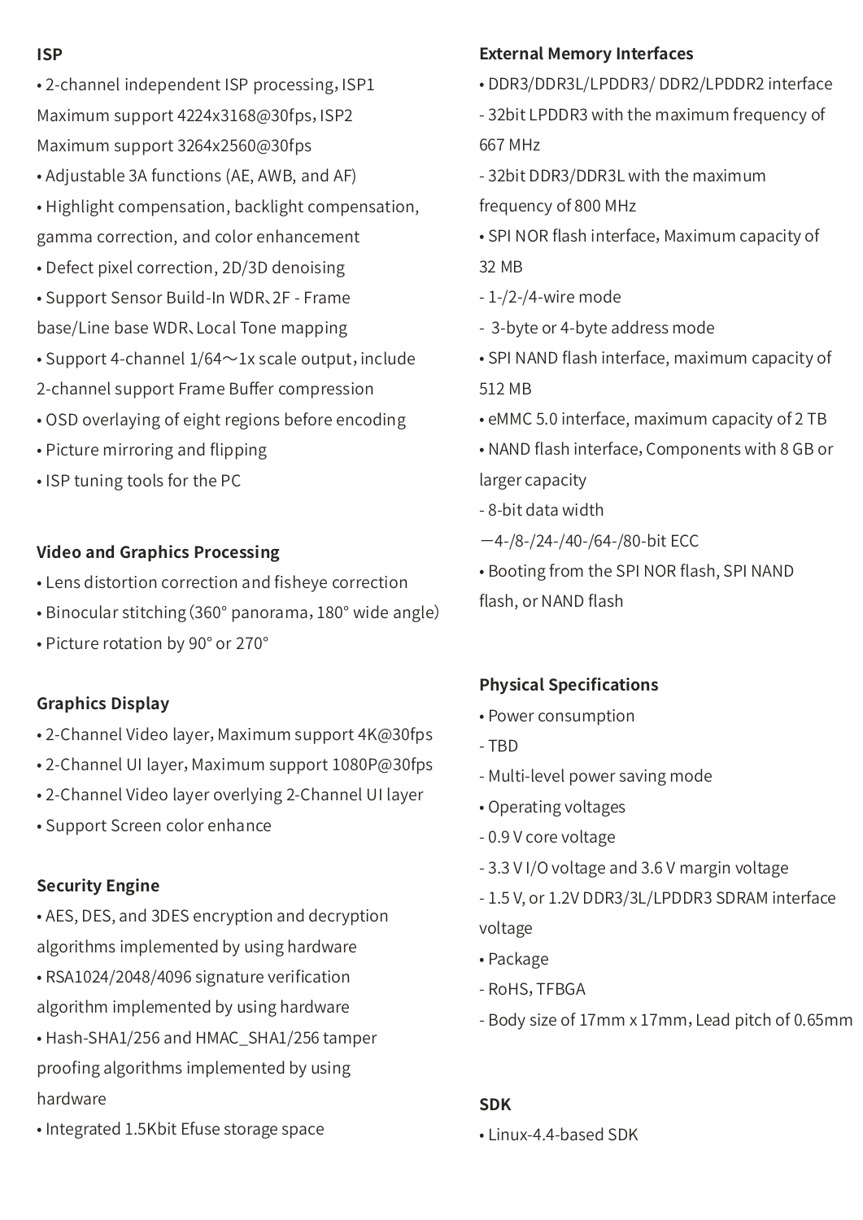### ISP

- 2-channel independent ISP processing, ISP1 Maximum support 4224x3168@30fps, ISP2 Maximum support 3264x2560@30fps
- Adjustable 3A functions (AE, AWB, and AF)
- Highlight compensation, backlight compensation, gamma correction, and color enhancement
- Defect pixel correction, 2D/3D denoising
- Support Sensor Build-In WDR、2F - Frame base/Line base WDR、Local Tone mapping
- Support 4-channel 1/64～1x scale output，include 2-channel support Frame Buffer compression
- OSD overlaying of eight regions before encoding
- Picture mirroring and flipping
- ISP tuning tools for the PC

### Video and Graphics Processing

- Lens distortion correction and fisheye correction
- Binocular stitching (360° panorama，180° wide angle)
- Picture rotation by 90° or 270°

### Graphics Display

- 2-Channel Video layer，Maximum support 4K@30fps
- 2-Channel UI layer，Maximum support 1080P@30fps
- 2-Channel Video layer overlying 2-Channel UI layer
- Support Screen color enhance

### Security Engine

- AES, DES, and 3DES encryption and decryption algorithms implemented by using hardware
- RSA1024/2048/4096 signature verification algorithm implemented by using hardware
- Hash-SHA1/256 and HMAC_SHA1/256 tamper proofing algorithms implemented by using hardware
- Integrated 1.5Kbit Efuse storage space

### External Memory Interfaces

- DDR3/DDR3L/LPDDR3/ DDR2/LPDDR2 interface
  - 32bit LPDDR3 with the maximum frequency of 667 MHz
  - 32bit DDR3/DDR3L with the maximum frequency of 800 MHz
- SPI NOR flash interface，Maximum capacity of 32 MB
  - 1-/2-/4-wire mode
  - 3-byte or 4-byte address mode
- SPI NAND flash interface, maximum capacity of 512 MB
- eMMC 5.0 interface, maximum capacity of 2 TB
- NAND flash interface，Components with 8 GB or larger capacity
  - 8-bit data width
  - 4-/8-/24-/40-/64-/80-bit ECC
- Booting from the SPI NOR flash, SPI NAND flash, or NAND flash

### Physical Specifications

- Power consumption
  - TBD
  - Multi-level power saving mode
- Operating voltages
  - 0.9 V core voltage
  - 3.3 V I/O voltage and 3.6 V margin voltage
  - 1.5 V, or 1.2V DDR3/3L/LPDDR3 SDRAM interface voltage
- Package
  - RoHS，TFBGA
  - Body size of 17mm x 17mm，Lead pitch of 0.65mm

### SDK

- Linux-4.4-based SDK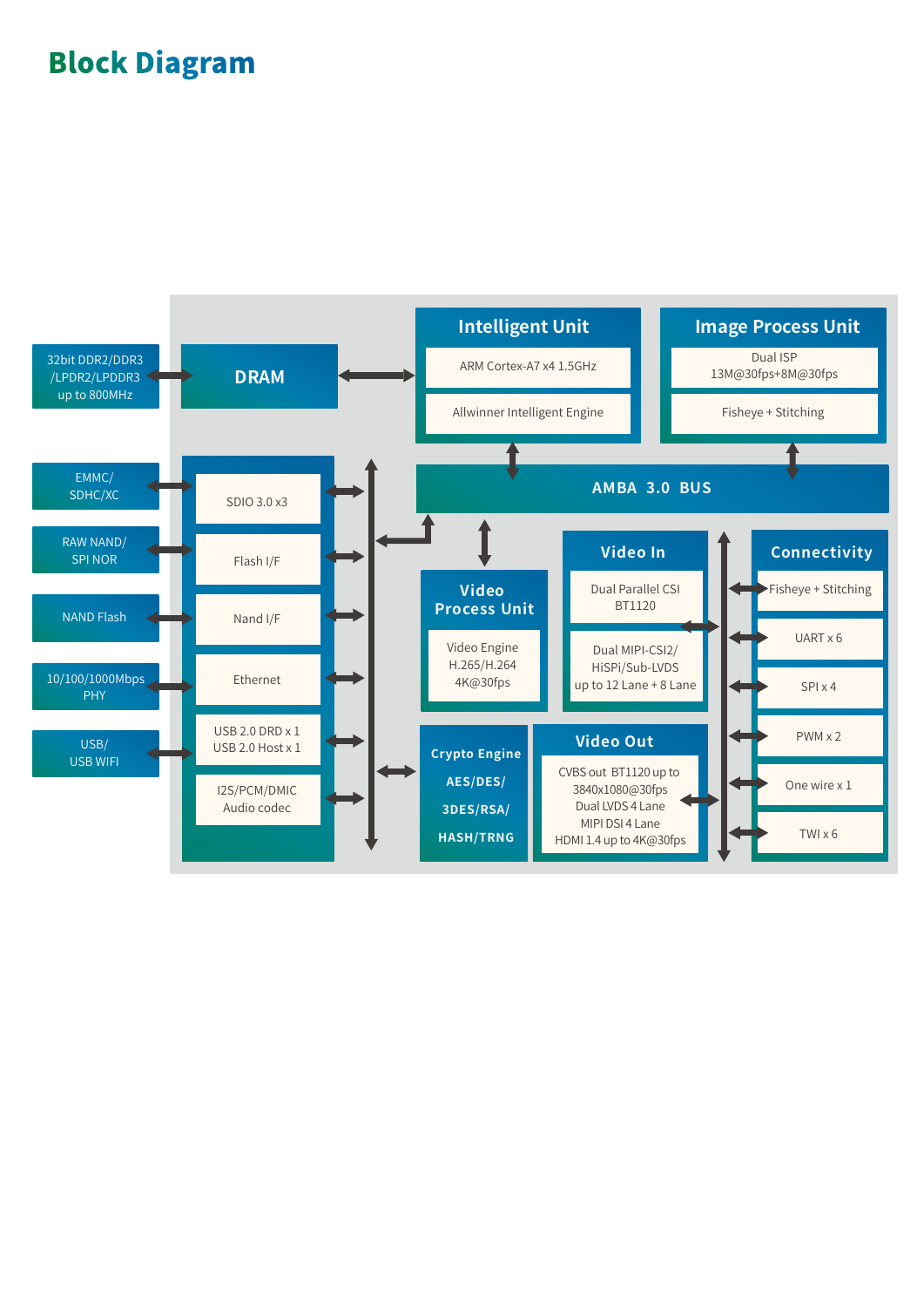## Block Diagram

**DRAM**
- 32bit DDR2/DDR3 /LPDR2/LPDDR3 up to 800MHz

**Intelligent Unit**
- ARM Cortex-A7 x4 1.5GHz
- Allwinner Intelligent Engine

**Image Process Unit**
- Dual ISP 13M@30fps+8M@30fps
- Fisheye + Stitching

**AMBA 3.0 BUS**

**Storage / Interfaces**
- EMMC/ SDHC/XC — SDIO 3.0 x3
- RAW NAND/ SPI NOR — Flash I/F
- NAND Flash — Nand I/F
- 10/100/1000Mbps PHY — Ethernet
- USB/ USB WIFI — USB 2.0 DRD x 1, USB 2.0 Host x 1
- I2S/PCM/DMIC Audio codec

**Video Process Unit**
- Video Engine H.265/H.264 4K@30fps

**Video In**
- Dual Parallel CSI BT1120
- Dual MIPI-CSI2/ HiSPi/Sub-LVDS up to 12 Lane + 8 Lane

**Crypto Engine**
- AES/DES/ 3DES/RSA/ HASH/TRNG

**Video Out**
- CVBS out BT1120 up to 3840x1080@30fps
- Dual LVDS 4 Lane
- MIPI DSI 4 Lane
- HDMI 1.4 up to 4K@30fps

**Connectivity**
- Fisheye + Stitching
- UART x 6
- SPI x 4
- PWM x 2
- One wire x 1
- TWI x 6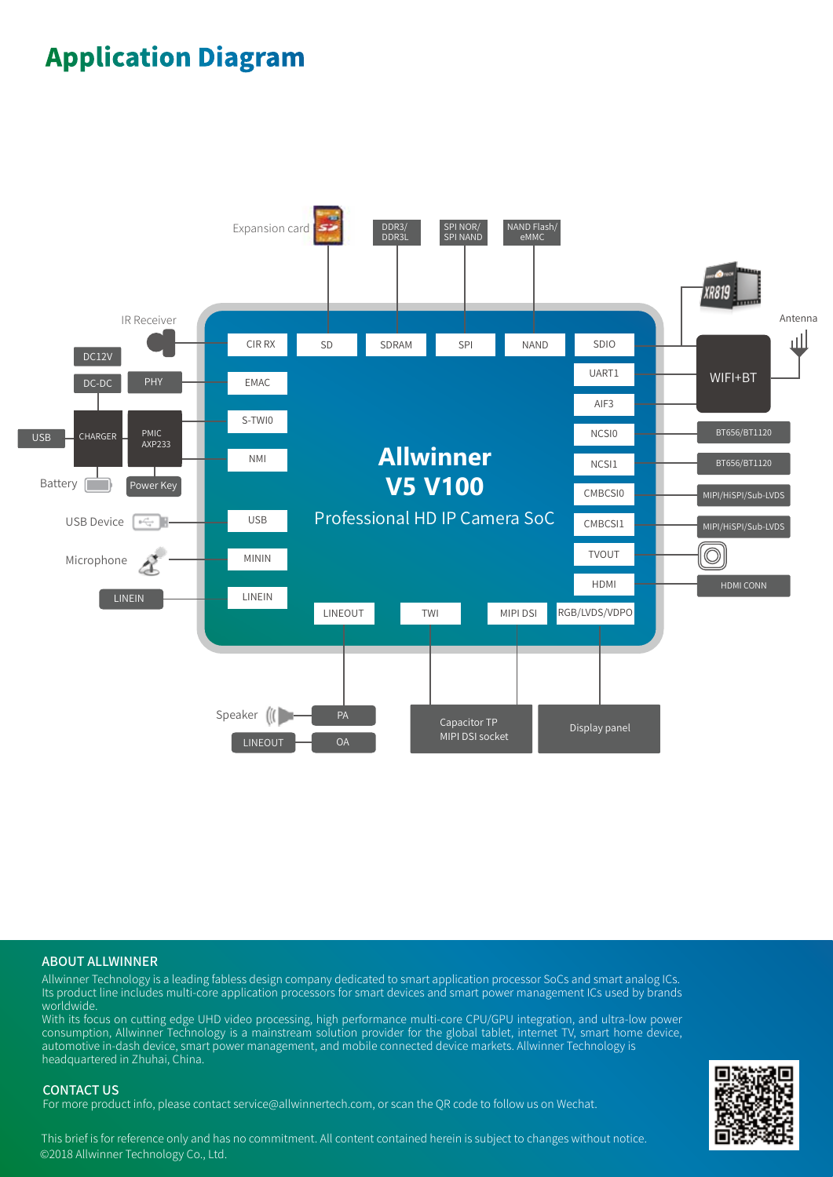# Application Diagram

**Allwinner V5 V100**

Professional HD IP Camera SoC

Expansion card · SD · DDR3/DDR3L · SDRAM · SPI NOR/SPI NAND · SPI · NAND Flash/eMMC · NAND

IR Receiver · CIR RX · DC12V · DC-DC · PHY · EMAC · USB · CHARGER · PMIC AXP233 · S-TWI0 · NMI · Battery · Power Key · USB Device · USB · Microphone · MININ · LINEIN · LINEIN

XR819 · Antenna · SDIO · UART1 · AIF3 · WIFI+BT · NCSI0 · BT656/BT1120 · NCSI1 · BT656/BT1120 · CMBCSI0 · MIPI/HiSPI/Sub-LVDS · CMBCSI1 · MIPI/HiSPI/Sub-LVDS · TVOUT · HDMI · HDMI CONN

LINEOUT · TWI · MIPI DSI · RGB/LVDS/VDPO · Speaker · PA · LINEOUT · OA · Capacitor TP MIPI DSI socket · Display panel

## ABOUT ALLWINNER

Allwinner Technology is a leading fabless design company dedicated to smart application processor SoCs and smart analog ICs. Its product line includes multi-core application processors for smart devices and smart power management ICs used by brands worldwide.

With its focus on cutting edge UHD video processing, high performance multi-core CPU/GPU integration, and ultra-low power consumption, Allwinner Technology is a mainstream solution provider for the global tablet, internet TV, smart home device, automotive in-dash device, smart power management, and mobile connected device markets. Allwinner Technology is headquartered in Zhuhai, China.

## CONTACT US

For more product info, please contact service@allwinnertech.com, or scan the QR code to follow us on Wechat.

This brief is for reference only and has no commitment. All content contained herein is subject to changes without notice.

©2018 Allwinner Technology Co., Ltd.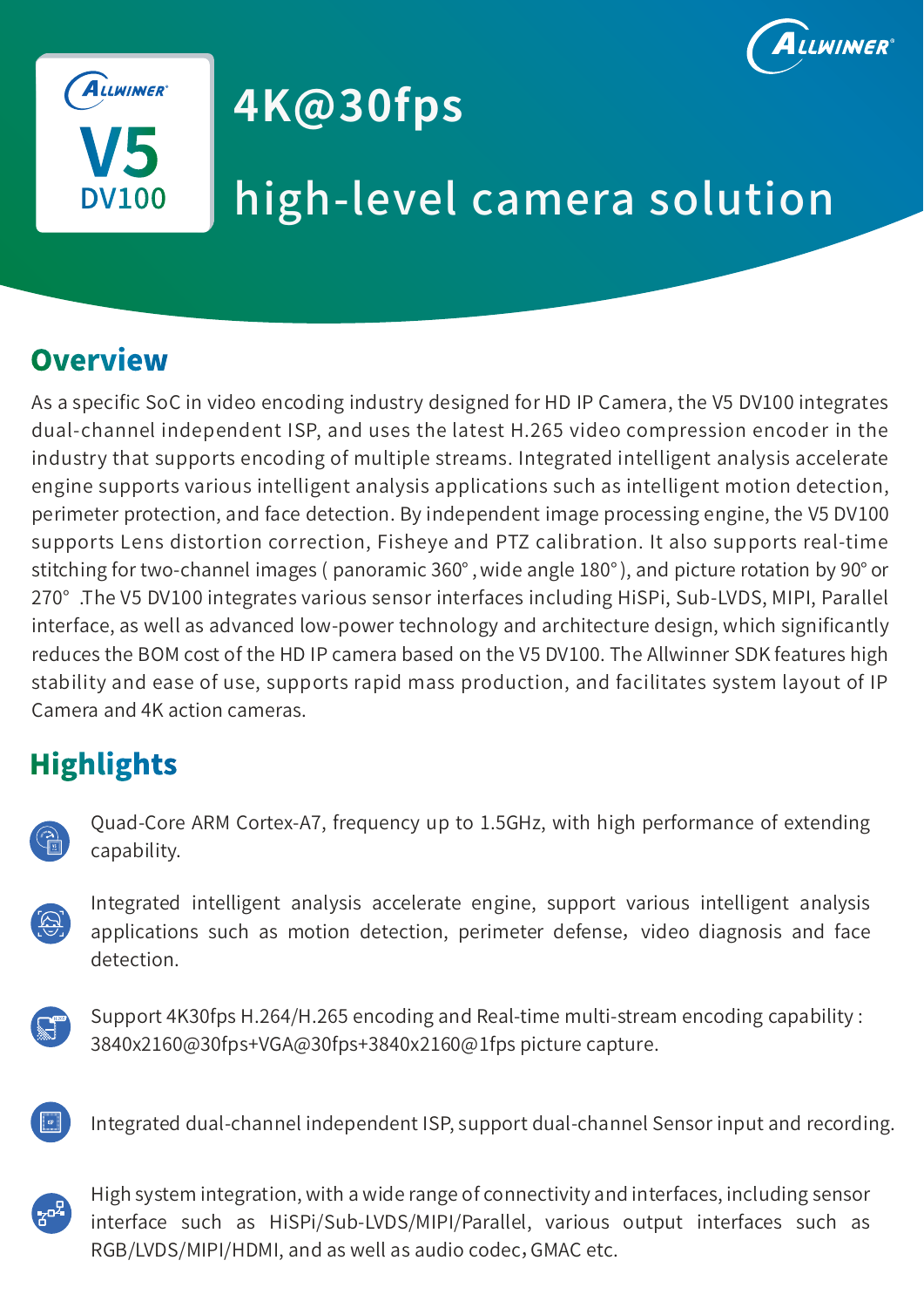# 4K@30fps

# high-level camera solution

V5 DV100

## Overview

As a specific SoC in video encoding industry designed for HD IP Camera, the V5 DV100 integrates dual-channel independent ISP, and uses the latest H.265 video compression encoder in the industry that supports encoding of multiple streams. Integrated intelligent analysis accelerate engine supports various intelligent analysis applications such as intelligent motion detection, perimeter protection, and face detection. By independent image processing engine, the V5 DV100 supports Lens distortion correction, Fisheye and PTZ calibration. It also supports real-time stitching for two-channel images ( panoramic 360° , wide angle 180° ), and picture rotation by 90° or 270° .The V5 DV100 integrates various sensor interfaces including HiSPi, Sub-LVDS, MIPI, Parallel interface, as well as advanced low-power technology and architecture design, which significantly reduces the BOM cost of the HD IP camera based on the V5 DV100. The Allwinner SDK features high stability and ease of use, supports rapid mass production, and facilitates system layout of IP Camera and 4K action cameras.

## Highlights

- Quad-Core ARM Cortex-A7, frequency up to 1.5GHz, with high performance of extending capability.
- Integrated intelligent analysis accelerate engine, support various intelligent analysis applications such as motion detection, perimeter defense, video diagnosis and face detection.
- Support 4K30fps H.264/H.265 encoding and Real-time multi-stream encoding capability : 3840x2160@30fps+VGA@30fps+3840x2160@1fps picture capture.
- Integrated dual-channel independent ISP, support dual-channel Sensor input and recording.
- High system integration, with a wide range of connectivity and interfaces, including sensor interface such as HiSPi/Sub-LVDS/MIPI/Parallel, various output interfaces such as RGB/LVDS/MIPI/HDMI, and as well as audio codec, GMAC etc.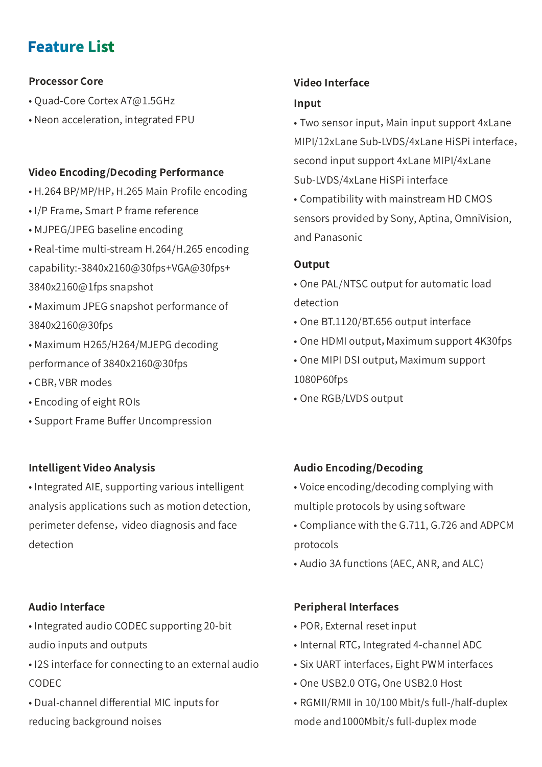## Feature List

### Processor Core

- Quad-Core Cortex A7@1.5GHz
- Neon acceleration, integrated FPU

### Video Encoding/Decoding Performance

- H.264 BP/MP/HP, H.265 Main Profile encoding
- I/P Frame, Smart P frame reference
- MJPEG/JPEG baseline encoding
- Real-time multi-stream H.264/H.265 encoding capability:-3840x2160@30fps+VGA@30fps+ 3840x2160@1fps snapshot
- Maximum JPEG snapshot performance of 3840x2160@30fps
- Maximum H265/H264/MJEPG decoding performance of 3840x2160@30fps
- CBR, VBR modes
- Encoding of eight ROIs
- Support Frame Buffer Uncompression

### Intelligent Video Analysis

- Integrated AIE, supporting various intelligent analysis applications such as motion detection, perimeter defense，video diagnosis and face detection

### Audio Interface

- Integrated audio CODEC supporting 20-bit audio inputs and outputs
- I2S interface for connecting to an external audio CODEC
- Dual-channel differential MIC inputs for reducing background noises

### Video Interface

**Input**

- Two sensor input, Main input support 4xLane MIPI/12xLane Sub-LVDS/4xLane HiSPi interface, second input support 4xLane MIPI/4xLane Sub-LVDS/4xLane HiSPi interface
- Compatibility with mainstream HD CMOS sensors provided by Sony, Aptina, OmniVision, and Panasonic

**Output**

- One PAL/NTSC output for automatic load detection
- One BT.1120/BT.656 output interface
- One HDMI output, Maximum support 4K30fps
- One MIPI DSI output, Maximum support 1080P60fps
- One RGB/LVDS output

### Audio Encoding/Decoding

- Voice encoding/decoding complying with multiple protocols by using software
- Compliance with the G.711, G.726 and ADPCM protocols
- Audio 3A functions (AEC, ANR, and ALC)

### Peripheral Interfaces

- POR, External reset input
- Internal RTC, Integrated 4-channel ADC
- Six UART interfaces, Eight PWM interfaces
- One USB2.0 OTG, One USB2.0 Host
- RGMII/RMII in 10/100 Mbit/s full-/half-duplex mode and1000Mbit/s full-duplex mode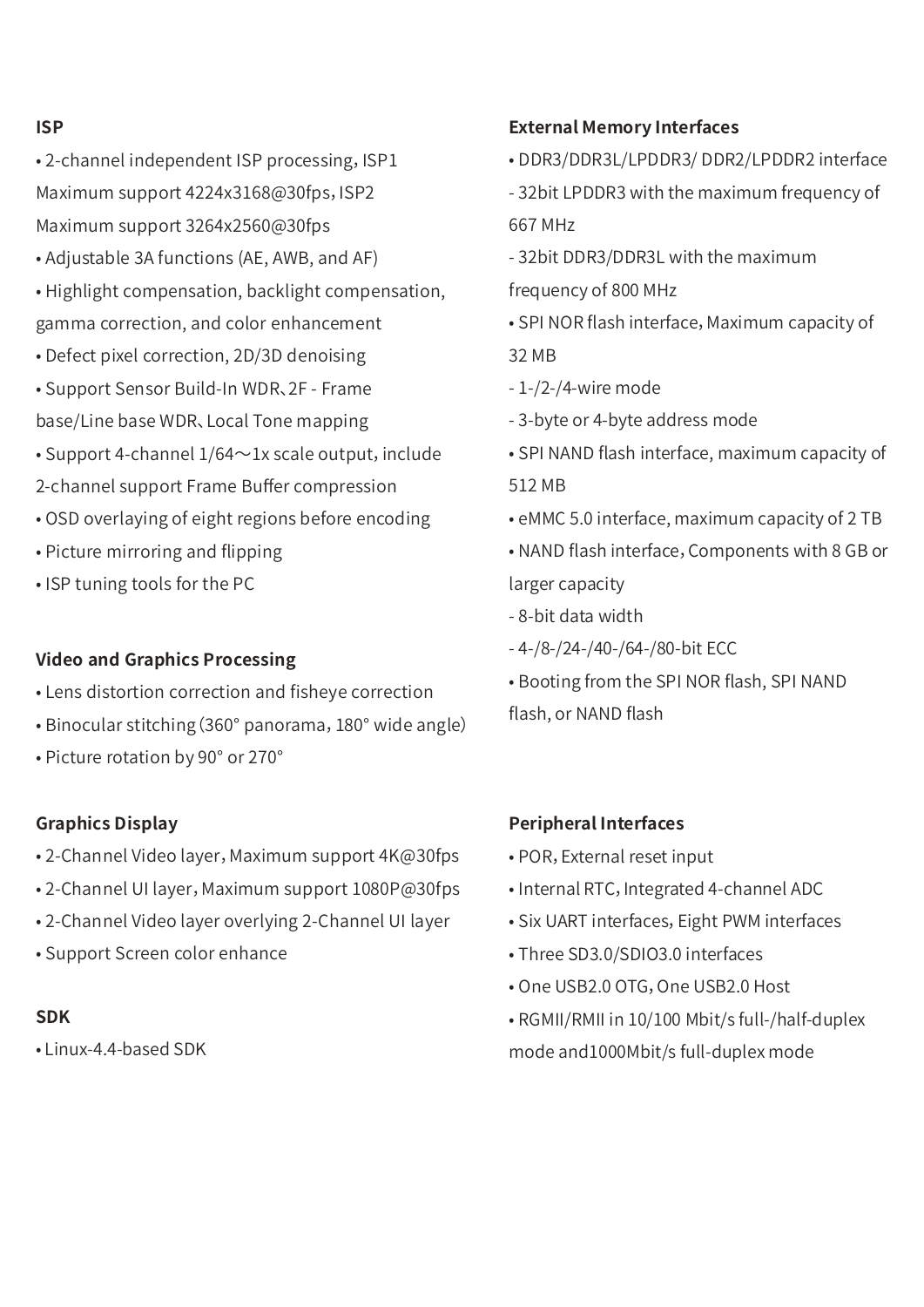### ISP

- 2-channel independent ISP processing，ISP1 Maximum support 4224x3168@30fps，ISP2 Maximum support 3264x2560@30fps
- Adjustable 3A functions (AE, AWB, and AF)
- Highlight compensation, backlight compensation, gamma correction, and color enhancement
- Defect pixel correction, 2D/3D denoising
- Support Sensor Build-In WDR、2F - Frame base/Line base WDR、Local Tone mapping
- Support 4-channel 1/64～1x scale output，include 2-channel support Frame Buffer compression
- OSD overlaying of eight regions before encoding
- Picture mirroring and flipping
- ISP tuning tools for the PC

### Video and Graphics Processing

- Lens distortion correction and fisheye correction
- Binocular stitching（360° panorama，180° wide angle）
- Picture rotation by 90° or 270°

### Graphics Display

- 2-Channel Video layer，Maximum support 4K@30fps
- 2-Channel UI layer，Maximum support 1080P@30fps
- 2-Channel Video layer overlying 2-Channel UI layer
- Support Screen color enhance

### SDK

- Linux-4.4-based SDK

### External Memory Interfaces

- DDR3/DDR3L/LPDDR3/ DDR2/LPDDR2 interface
  - 32bit LPDDR3 with the maximum frequency of 667 MHz
  - 32bit DDR3/DDR3L with the maximum frequency of 800 MHz
- SPI NOR flash interface，Maximum capacity of 32 MB
  - 1-/2-/4-wire mode
  - 3-byte or 4-byte address mode
- SPI NAND flash interface, maximum capacity of 512 MB
- eMMC 5.0 interface, maximum capacity of 2 TB
- NAND flash interface，Components with 8 GB or larger capacity
  - 8-bit data width
  - 4-/8-/24-/40-/64-/80-bit ECC
- Booting from the SPI NOR flash, SPI NAND flash, or NAND flash

### Peripheral Interfaces

- POR，External reset input
- Internal RTC，Integrated 4-channel ADC
- Six UART interfaces，Eight PWM interfaces
- Three SD3.0/SDIO3.0 interfaces
- One USB2.0 OTG，One USB2.0 Host
- RGMII/RMII in 10/100 Mbit/s full-/half-duplex mode and1000Mbit/s full-duplex mode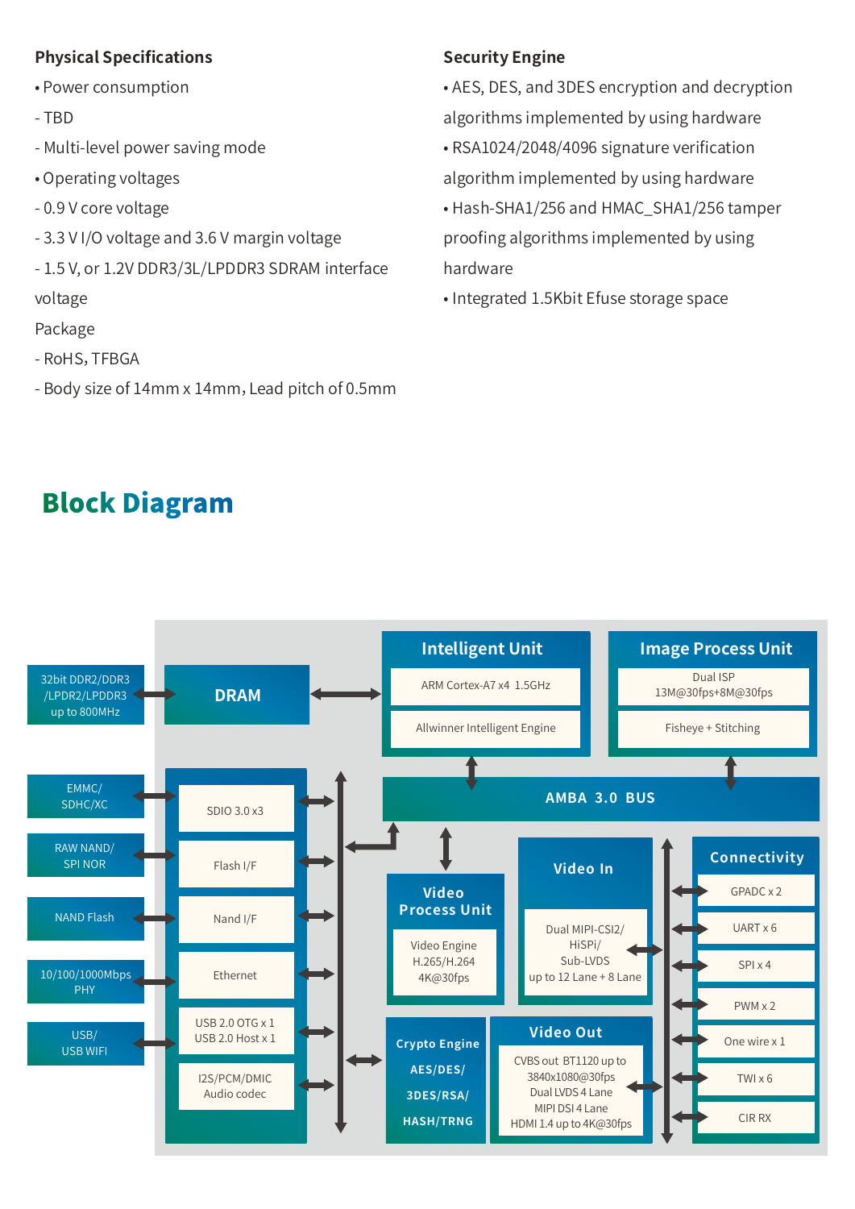**Physical Specifications**

- Power consumption
  - TBD
  - Multi-level power saving mode
- Operating voltages
  - 0.9 V core voltage
  - 3.3 V I/O voltage and 3.6 V margin voltage
  - 1.5 V, or 1.2V DDR3/3L/LPDDR3 SDRAM interface voltage

Package

- RoHS, TFBGA
- Body size of 14mm x 14mm, Lead pitch of 0.5mm

**Security Engine**

- AES, DES, and 3DES encryption and decryption algorithms implemented by using hardware
- RSA1024/2048/4096 signature verification algorithm implemented by using hardware
- Hash-SHA1/256 and HMAC_SHA1/256 tamper proofing algorithms implemented by using hardware
- Integrated 1.5Kbit Efuse storage space

## Block Diagram

32bit DDR2/DDR3 /LPDR2/LPDDR3 up to 800MHz

DRAM

EMMC/ SDHC/XC

RAW NAND/ SPI NOR

NAND Flash

10/100/1000Mbps PHY

USB/ USB WIFI

SDIO 3.0 x3

Flash I/F

Nand I/F

Ethernet

USB 2.0 OTG x 1
USB 2.0 Host x 1

I2S/PCM/DMIC Audio codec

**Intelligent Unit**

ARM Cortex-A7 x4 1.5GHz

Allwinner Intelligent Engine

**Image Process Unit**

Dual ISP 13M@30fps+8M@30fps

Fisheye + Stitching

AMBA 3.0 BUS

**Video Process Unit**

Video Engine H.265/H.264 4K@30fps

**Video In**

Dual MIPI-CSI2/ HiSPi/ Sub-LVDS up to 12 Lane + 8 Lane

**Crypto Engine**

AES/DES/ 3DES/RSA/ HASH/TRNG

**Video Out**

CVBS out BT1120 up to 3840x1080@30fps
Dual LVDS 4 Lane
MIPI DSI 4 Lane
HDMI 1.4 up to 4K@30fps

**Connectivity**

GPADC x 2

UART x 6

SPI x 4

PWM x 2

One wire x 1

TWI x 6

CIR RX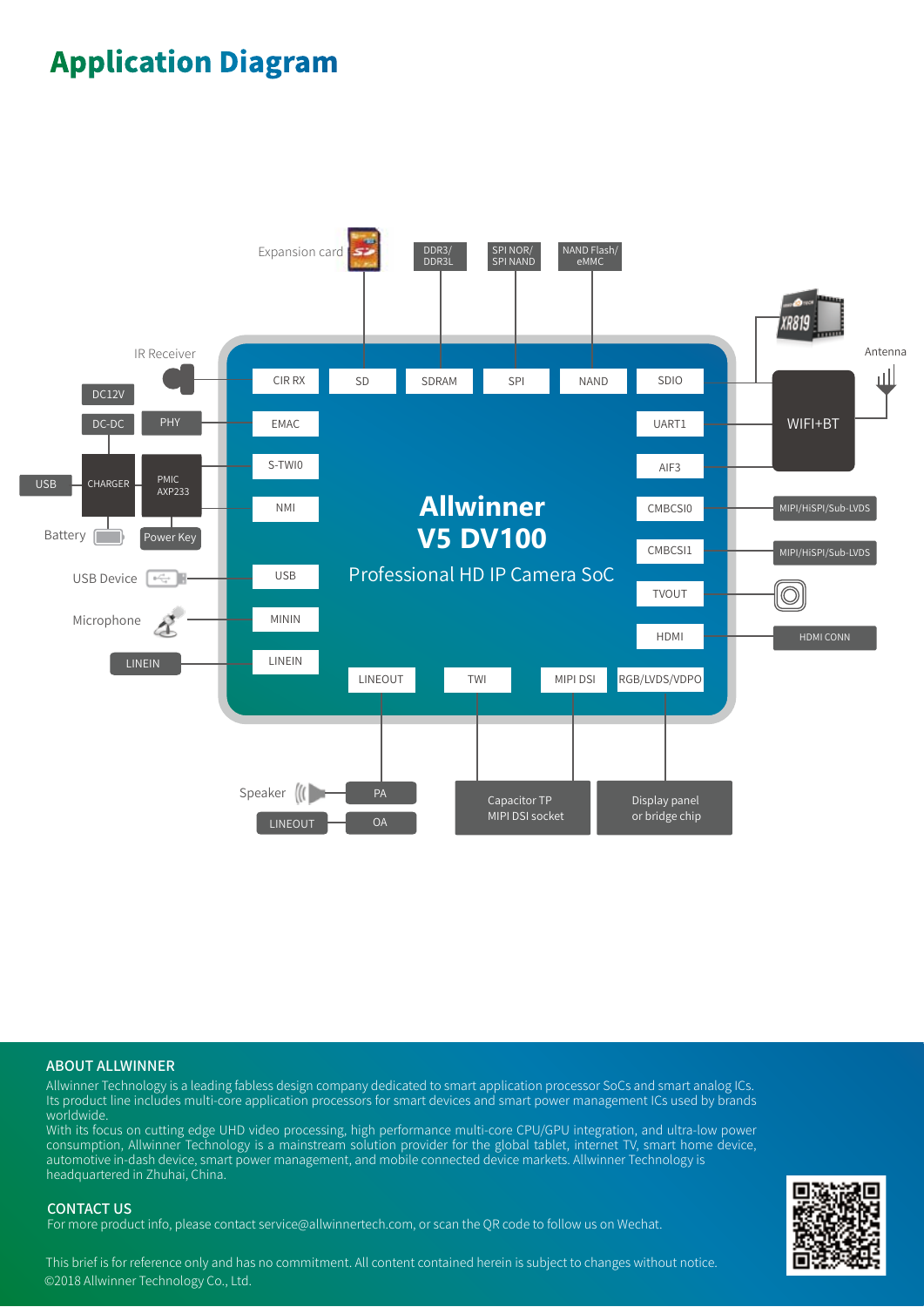## Application Diagram

Expansion card
DDR3/ DDR3L
SPI NOR/ SPI NAND
NAND Flash/ eMMC
XR819
Antenna
IR Receiver
DC12V
DC-DC
PHY
USB
CHARGER
PMIC AXP233
Battery
Power Key
USB Device
Microphone
LINEIN
CIR RX
SD
SDRAM
SPI
NAND
SDIO
EMAC
UART1
S-TWI0
AIF3
NMI
CMBCSI0
CMBCSI1
USB
TVOUT
MININ
HDMI
LINEIN
LINEOUT
TWI
MIPI DSI
RGB/LVDS/VDPO
WIFI+BT
MIPI/HiSPI/Sub-LVDS
MIPI/HiSPI/Sub-LVDS
HDMI CONN

**Allwinner V5 DV100**
Professional HD IP Camera SoC

Speaker
PA
LINEOUT
OA
Capacitor TP MIPI DSI socket
Display panel or bridge chip

### ABOUT ALLWINNER

Allwinner Technology is a leading fabless design company dedicated to smart application processor SoCs and smart analog ICs. Its product line includes multi-core application processors for smart devices and smart power management ICs used by brands worldwide.
With its focus on cutting edge UHD video processing, high performance multi-core CPU/GPU integration, and ultra-low power consumption, Allwinner Technology is a mainstream solution provider for the global tablet, internet TV, smart home device, automotive in-dash device, smart power management, and mobile connected device markets. Allwinner Technology is headquartered in Zhuhai, China.

### CONTACT US

For more product info, please contact service@allwinnertech.com, or scan the QR code to follow us on Wechat.

This brief is for reference only and has no commitment. All content contained herein is subject to changes without notice.
©2018 Allwinner Technology Co., Ltd.